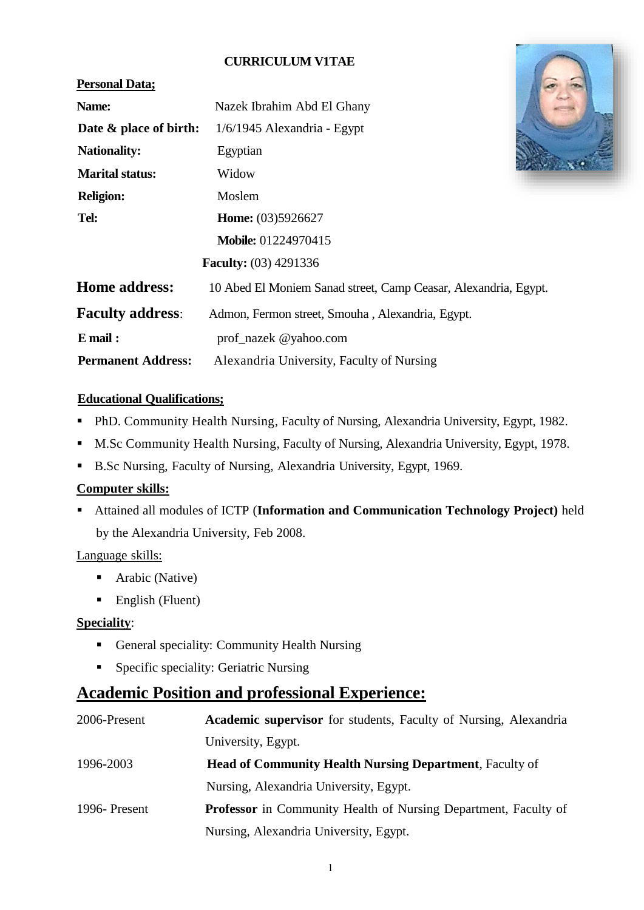# CURRICULUM V1TAE

**Personal Data;**

| | |
|---|---|
| **Name:** | Nazek Ibrahim Abd El Ghany |
| **Date & place of birth:** | 1/6/1945 Alexandria - Egypt |
| **Nationality:** | Egyptian |
| **Marital status:** | Widow |
| **Religion:** | Moslem |
| **Tel:** | **Home:** (03)5926627 |
| | **Mobile:** 01224970415 |
| | **Faculty:** (03) 4291336 |
| **Home address:** | 10 Abed El Moniem Sanad street, Camp Ceasar, Alexandria, Egypt. |
| **Faculty address**: | Admon, Fermon street, Smouha , Alexandria, Egypt. |
| **E mail :** | prof_nazek @yahoo.com |
| **Permanent Address:** | Alexandria University, Faculty of Nursing |

**Educational Qualifications;**

- PhD. Community Health Nursing, Faculty of Nursing, Alexandria University, Egypt, 1982.
- M.Sc Community Health Nursing, Faculty of Nursing, Alexandria University, Egypt, 1978.
- B.Sc Nursing, Faculty of Nursing, Alexandria University, Egypt, 1969.

**Computer skills:**

- Attained all modules of ICTP (**Information and Communication Technology Project)** held by the Alexandria University, Feb 2008.

Language skills:

- Arabic (Native)
- English (Fluent)

**Speciality**:

- General speciality: Community Health Nursing
- Specific speciality: Geriatric Nursing

## Academic Position and professional Experience:

| | |
|---|---|
| 2006-Present | **Academic supervisor** for students, Faculty of Nursing, Alexandria University, Egypt. |
| 1996-2003 | **Head of Community Health Nursing Department**, Faculty of Nursing, Alexandria University, Egypt. |
| 1996- Present | **Professor** in Community Health of Nursing Department, Faculty of Nursing, Alexandria University, Egypt. |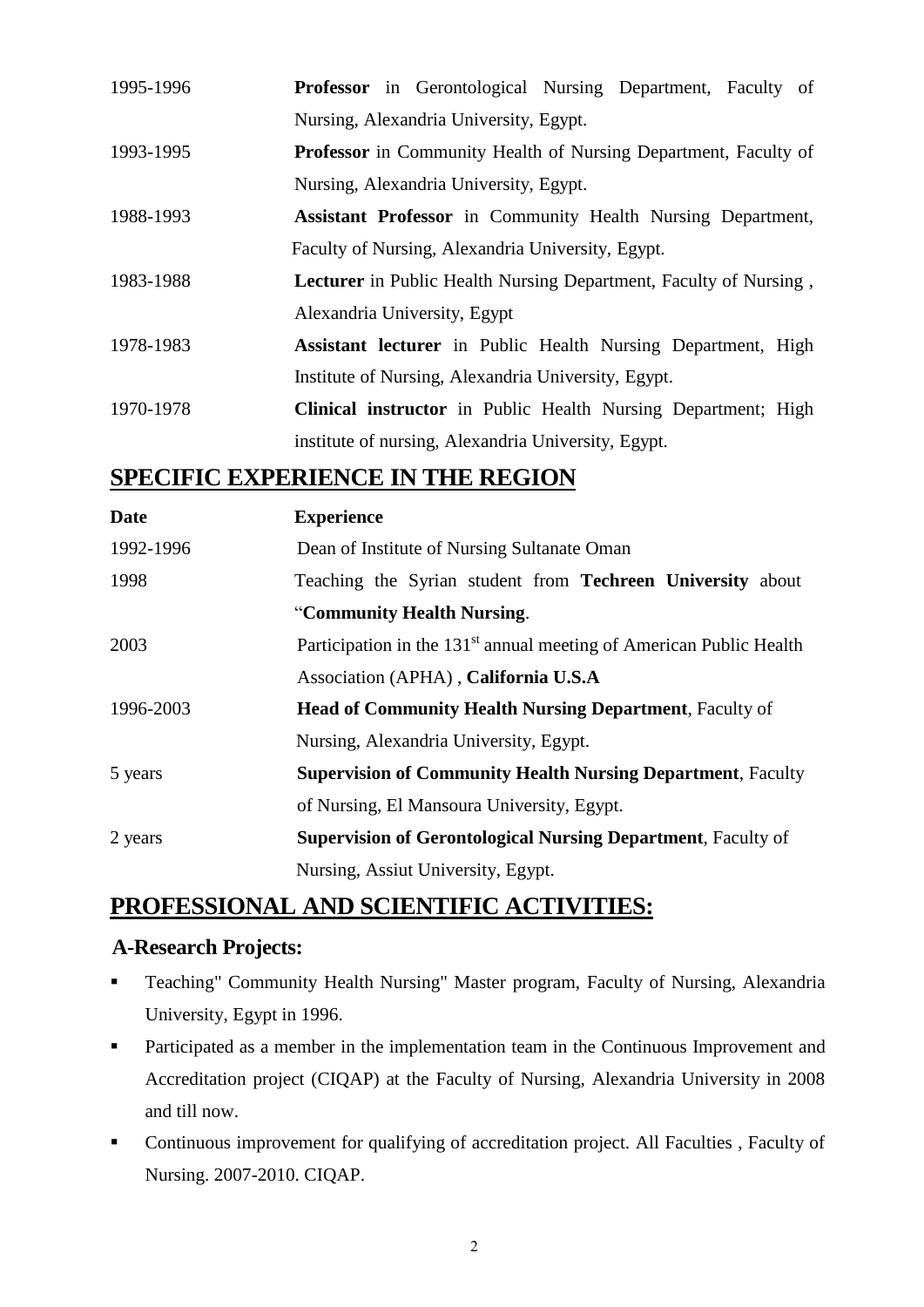| | |
|---|---|
| 1995-1996 | **Professor** in Gerontological Nursing Department, Faculty of Nursing, Alexandria University, Egypt. |
| 1993-1995 | **Professor** in Community Health of Nursing Department, Faculty of Nursing, Alexandria University, Egypt. |
| 1988-1993 | **Assistant Professor** in Community Health Nursing Department, Faculty of Nursing, Alexandria University, Egypt. |
| 1983-1988 | **Lecturer** in Public Health Nursing Department, Faculty of Nursing , Alexandria University, Egypt |
| 1978-1983 | **Assistant lecturer** in Public Health Nursing Department, High Institute of Nursing, Alexandria University, Egypt. |
| 1970-1978 | **Clinical instructor** in Public Health Nursing Department; High institute of nursing, Alexandria University, Egypt. |

## SPECIFIC EXPERIENCE IN THE REGION

| Date | Experience |
|---|---|
| 1992-1996 | Dean of Institute of Nursing Sultanate Oman |
| 1998 | Teaching the Syrian student from **Techreen University** about "**Community Health Nursing**. |
| 2003 | Participation in the 131st annual meeting of American Public Health Association (APHA) , **California U.S.A** |
| 1996-2003 | **Head of Community Health Nursing Department**, Faculty of Nursing, Alexandria University, Egypt. |
| 5 years | **Supervision of Community Health Nursing Department**, Faculty of Nursing, El Mansoura University, Egypt. |
| 2 years | **Supervision of Gerontological Nursing Department**, Faculty of Nursing, Assiut University, Egypt. |

## PROFESSIONAL AND SCIENTIFIC ACTIVITIES:

### A-Research Projects:

- Teaching" Community Health Nursing" Master program, Faculty of Nursing, Alexandria University, Egypt in 1996.
- Participated as a member in the implementation team in the Continuous Improvement and Accreditation project (CIQAP) at the Faculty of Nursing, Alexandria University in 2008 and till now.
- Continuous improvement for qualifying of accreditation project. All Faculties , Faculty of Nursing. 2007-2010. CIQAP.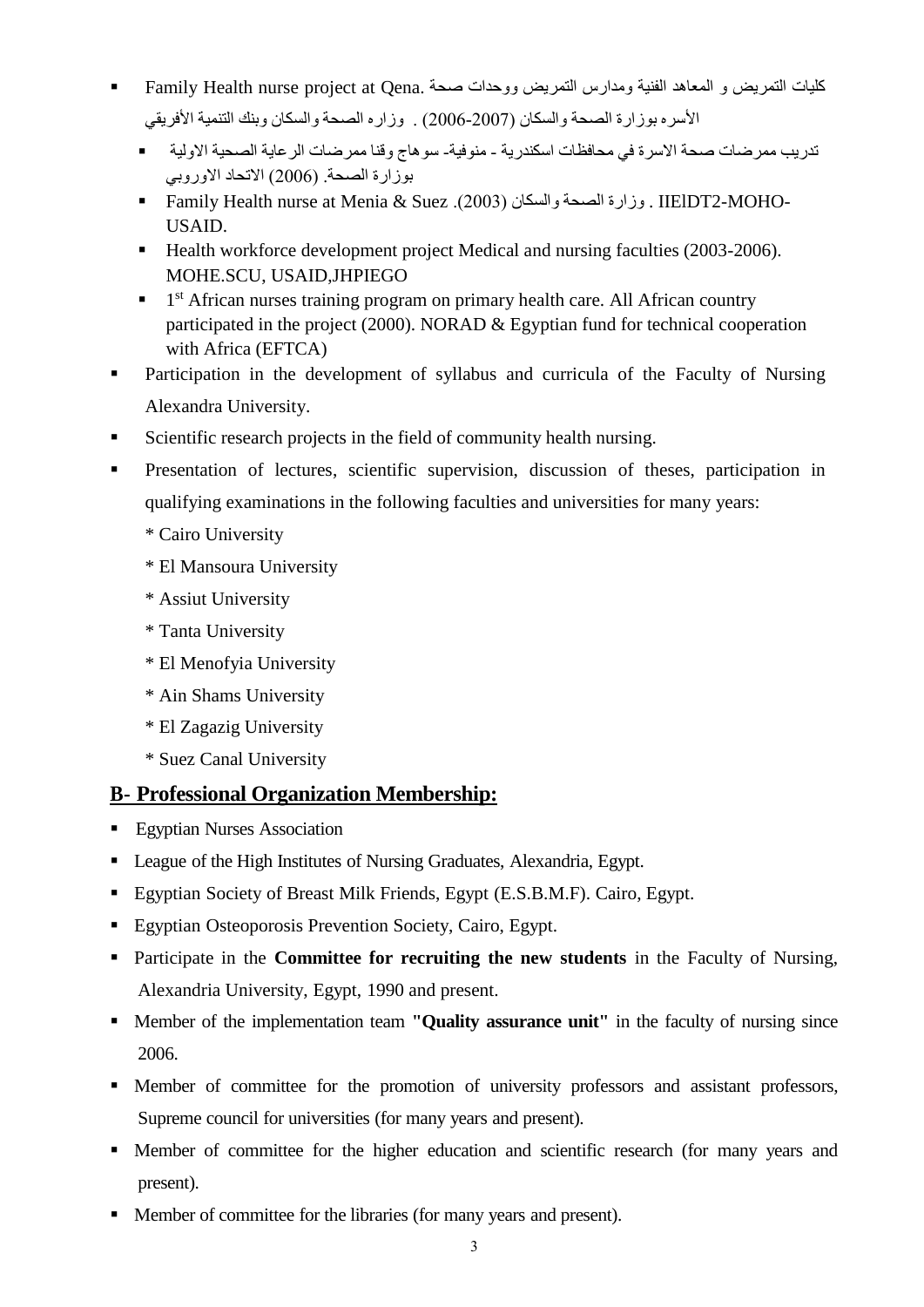- Family Health nurse project at Qena. كليات التمريض و المعاهد الفنية ومدارس التمريض ووحدات صحة الأسره بوزارة الصحة والسكان (2006-2007) . وزاره الصحة والسكان وبنك التنمية الأفريقي
  - تدريب ممرضات صحة الاسرة في محافظات اسكندرية - منوفية- سوهاج وقنا ممرضات الرعاية الصحية الاولية بوزارة الصحة. (2006) الاتحاد الاوروبي
  - Family Health nurse at Menia & Suez .(2003) وزارة الصحة والسكان . IIElDT2-MOHO-USAID.
  - Health workforce development project Medical and nursing faculties (2003-2006). MOHE.SCU, USAID,JHPIEGO
  - 1st African nurses training program on primary health care. All African country participated in the project (2000). NORAD & Egyptian fund for technical cooperation with Africa (EFTCA)
- Participation in the development of syllabus and curricula of the Faculty of Nursing Alexandra University.
- Scientific research projects in the field of community health nursing.
- Presentation of lectures, scientific supervision, discussion of theses, participation in qualifying examinations in the following faculties and universities for many years:

  * Cairo University
  * El Mansoura University
  * Assiut University
  * Tanta University
  * El Menofyia University
  * Ain Shams University
  * El Zagazig University
  * Suez Canal University

## B- Professional Organization Membership:

- Egyptian Nurses Association
- League of the High Institutes of Nursing Graduates, Alexandria, Egypt.
- Egyptian Society of Breast Milk Friends, Egypt (E.S.B.M.F). Cairo, Egypt.
- Egyptian Osteoporosis Prevention Society, Cairo, Egypt.
- Participate in the **Committee for recruiting the new students** in the Faculty of Nursing, Alexandria University, Egypt, 1990 and present.
- Member of the implementation team **"Quality assurance unit"** in the faculty of nursing since 2006.
- Member of committee for the promotion of university professors and assistant professors, Supreme council for universities (for many years and present).
- Member of committee for the higher education and scientific research (for many years and present).
- Member of committee for the libraries (for many years and present).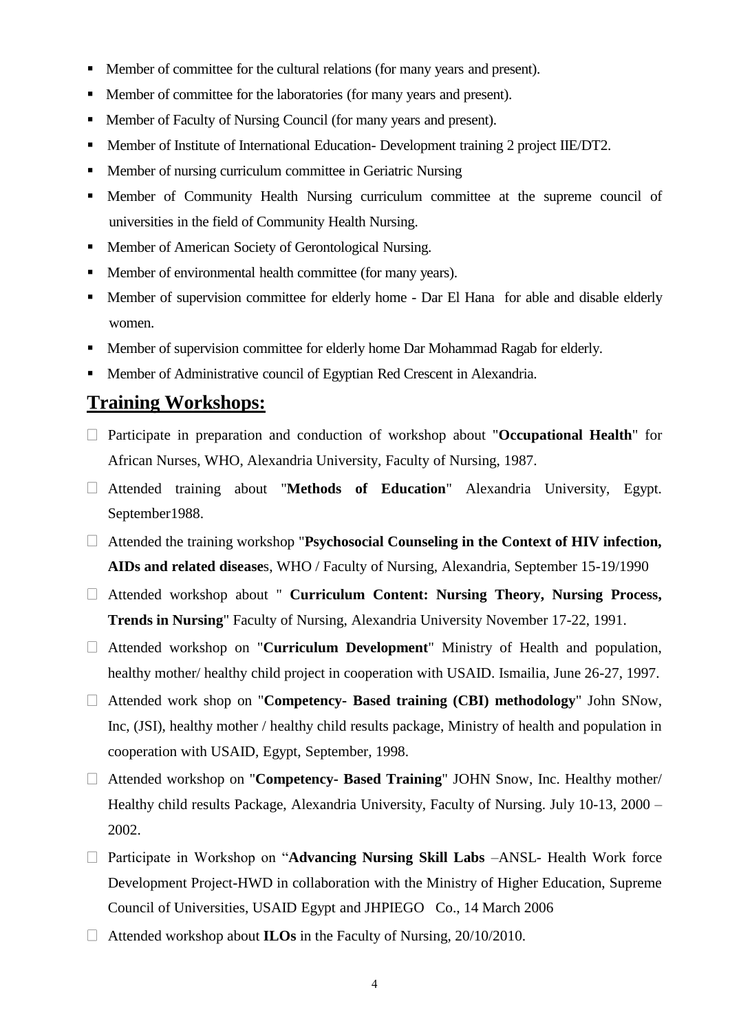- Member of committee for the cultural relations (for many years and present).
- Member of committee for the laboratories (for many years and present).
- Member of Faculty of Nursing Council (for many years and present).
- Member of Institute of International Education- Development training 2 project IIE/DT2.
- Member of nursing curriculum committee in Geriatric Nursing
- Member of Community Health Nursing curriculum committee at the supreme council of universities in the field of Community Health Nursing.
- Member of American Society of Gerontological Nursing.
- Member of environmental health committee (for many years).
- Member of supervision committee for elderly home - Dar El Hana for able and disable elderly women.
- Member of supervision committee for elderly home Dar Mohammad Ragab for elderly.
- Member of Administrative council of Egyptian Red Crescent in Alexandria.

## Training Workshops:

- Participate in preparation and conduction of workshop about "**Occupational Health**" for African Nurses, WHO, Alexandria University, Faculty of Nursing, 1987.
- Attended training about "**Methods of Education**" Alexandria University, Egypt. September1988.
- Attended the training workshop "**Psychosocial Counseling in the Context of HIV infection, AIDs and related disease**s, WHO / Faculty of Nursing, Alexandria, September 15-19/1990
- Attended workshop about " **Curriculum Content: Nursing Theory, Nursing Process, Trends in Nursing**" Faculty of Nursing, Alexandria University November 17-22, 1991.
- Attended workshop on "**Curriculum Development**" Ministry of Health and population, healthy mother/ healthy child project in cooperation with USAID. Ismailia, June 26-27, 1997.
- Attended work shop on "**Competency- Based training (CBI) methodology**" John SNow, Inc, (JSI), healthy mother / healthy child results package, Ministry of health and population in cooperation with USAID, Egypt, September, 1998.
- Attended workshop on "**Competency- Based Training**" JOHN Snow, Inc. Healthy mother/ Healthy child results Package, Alexandria University, Faculty of Nursing. July 10-13, 2000 – 2002.
- Participate in Workshop on "**Advancing Nursing Skill Labs** –ANSL- Health Work force Development Project-HWD in collaboration with the Ministry of Higher Education, Supreme Council of Universities, USAID Egypt and JHPIEGO Co., 14 March 2006
- Attended workshop about **ILOs** in the Faculty of Nursing, 20/10/2010.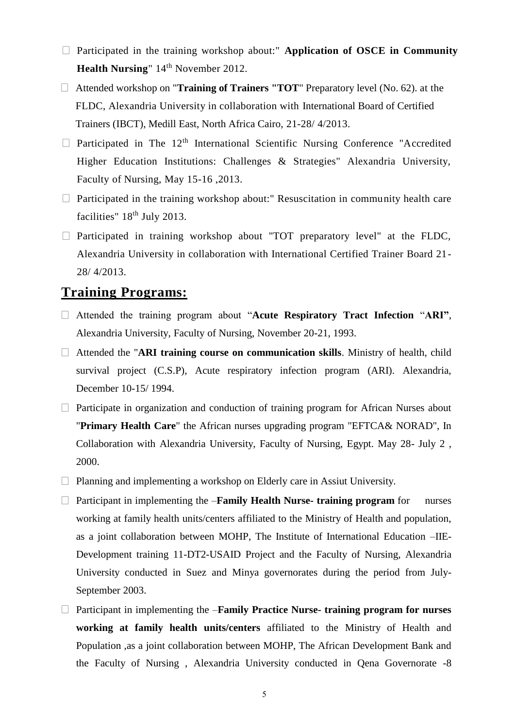- Participated in the training workshop about:" **Application of OSCE in Community Health Nursing**" 14th November 2012.
- Attended workshop on "**Training of Trainers "TOT**" Preparatory level (No. 62). at the FLDC, Alexandria University in collaboration with International Board of Certified Trainers (IBCT), Medill East, North Africa Cairo, 21-28/ 4/2013.
- Participated in The 12th International Scientific Nursing Conference "Accredited Higher Education Institutions: Challenges & Strategies" Alexandria University, Faculty of Nursing, May 15-16 ,2013.
- Participated in the training workshop about:" Resuscitation in community health care facilities" 18th July 2013.
- Participated in training workshop about "TOT preparatory level" at the FLDC, Alexandria University in collaboration with International Certified Trainer Board 21-28/ 4/2013.

## Training Programs:

- Attended the training program about "**Acute Respiratory Tract Infection** "**ARI"**, Alexandria University, Faculty of Nursing, November 20-21, 1993.
- Attended the "**ARI training course on communication skills**. Ministry of health, child survival project (C.S.P), Acute respiratory infection program (ARI). Alexandria, December 10-15/ 1994.
- Participate in organization and conduction of training program for African Nurses about "**Primary Health Care**" the African nurses upgrading program "EFTCA& NORAD", In Collaboration with Alexandria University, Faculty of Nursing, Egypt. May 28- July 2 , 2000.
- Planning and implementing a workshop on Elderly care in Assiut University.
- Participant in implementing the –**Family Health Nurse- training program** for nurses working at family health units/centers affiliated to the Ministry of Health and population, as a joint collaboration between MOHP, The Institute of International Education –IIE- Development training 11-DT2-USAID Project and the Faculty of Nursing, Alexandria University conducted in Suez and Minya governorates during the period from July-September 2003.
- Participant in implementing the –**Family Practice Nurse- training program for nurses working at family health units/centers** affiliated to the Ministry of Health and Population ,as a joint collaboration between MOHP, The African Development Bank and the Faculty of Nursing , Alexandria University conducted in Qena Governorate -8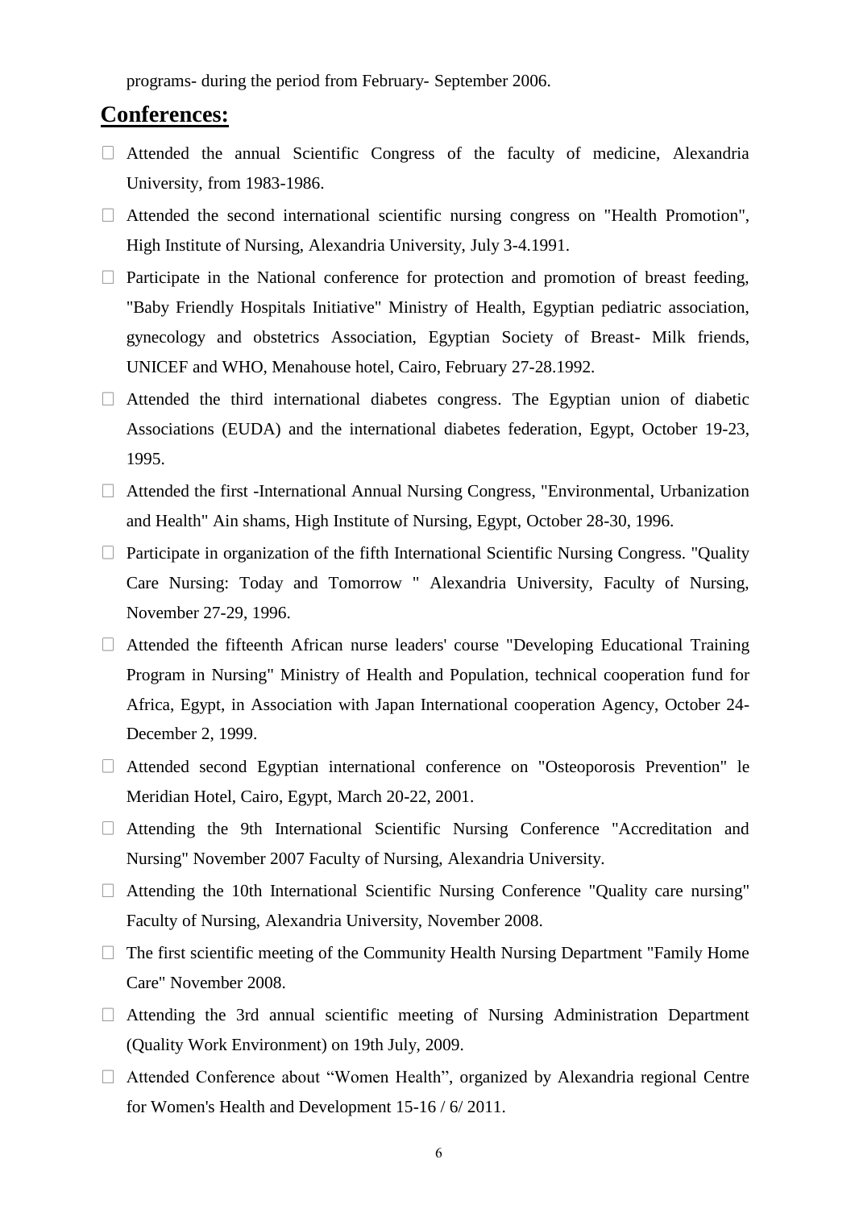programs- during the period from February- September 2006.

## Conferences:

- Attended the annual Scientific Congress of the faculty of medicine, Alexandria University, from 1983-1986.
- Attended the second international scientific nursing congress on "Health Promotion", High Institute of Nursing, Alexandria University, July 3-4.1991.
- Participate in the National conference for protection and promotion of breast feeding, "Baby Friendly Hospitals Initiative" Ministry of Health, Egyptian pediatric association, gynecology and obstetrics Association, Egyptian Society of Breast- Milk friends, UNICEF and WHO, Menahouse hotel, Cairo, February 27-28.1992.
- Attended the third international diabetes congress. The Egyptian union of diabetic Associations (EUDA) and the international diabetes federation, Egypt, October 19-23, 1995.
- Attended the first -International Annual Nursing Congress, "Environmental, Urbanization and Health" Ain shams, High Institute of Nursing, Egypt, October 28-30, 1996.
- Participate in organization of the fifth International Scientific Nursing Congress. "Quality Care Nursing: Today and Tomorrow " Alexandria University, Faculty of Nursing, November 27-29, 1996.
- Attended the fifteenth African nurse leaders' course "Developing Educational Training Program in Nursing" Ministry of Health and Population, technical cooperation fund for Africa, Egypt, in Association with Japan International cooperation Agency, October 24- December 2, 1999.
- Attended second Egyptian international conference on "Osteoporosis Prevention" le Meridian Hotel, Cairo, Egypt, March 20-22, 2001.
- Attending the 9th International Scientific Nursing Conference "Accreditation and Nursing" November 2007 Faculty of Nursing, Alexandria University.
- Attending the 10th International Scientific Nursing Conference "Quality care nursing" Faculty of Nursing, Alexandria University, November 2008.
- The first scientific meeting of the Community Health Nursing Department "Family Home Care" November 2008.
- Attending the 3rd annual scientific meeting of Nursing Administration Department (Quality Work Environment) on 19th July, 2009.
- Attended Conference about “Women Health”, organized by Alexandria regional Centre for Women's Health and Development 15-16 / 6/ 2011.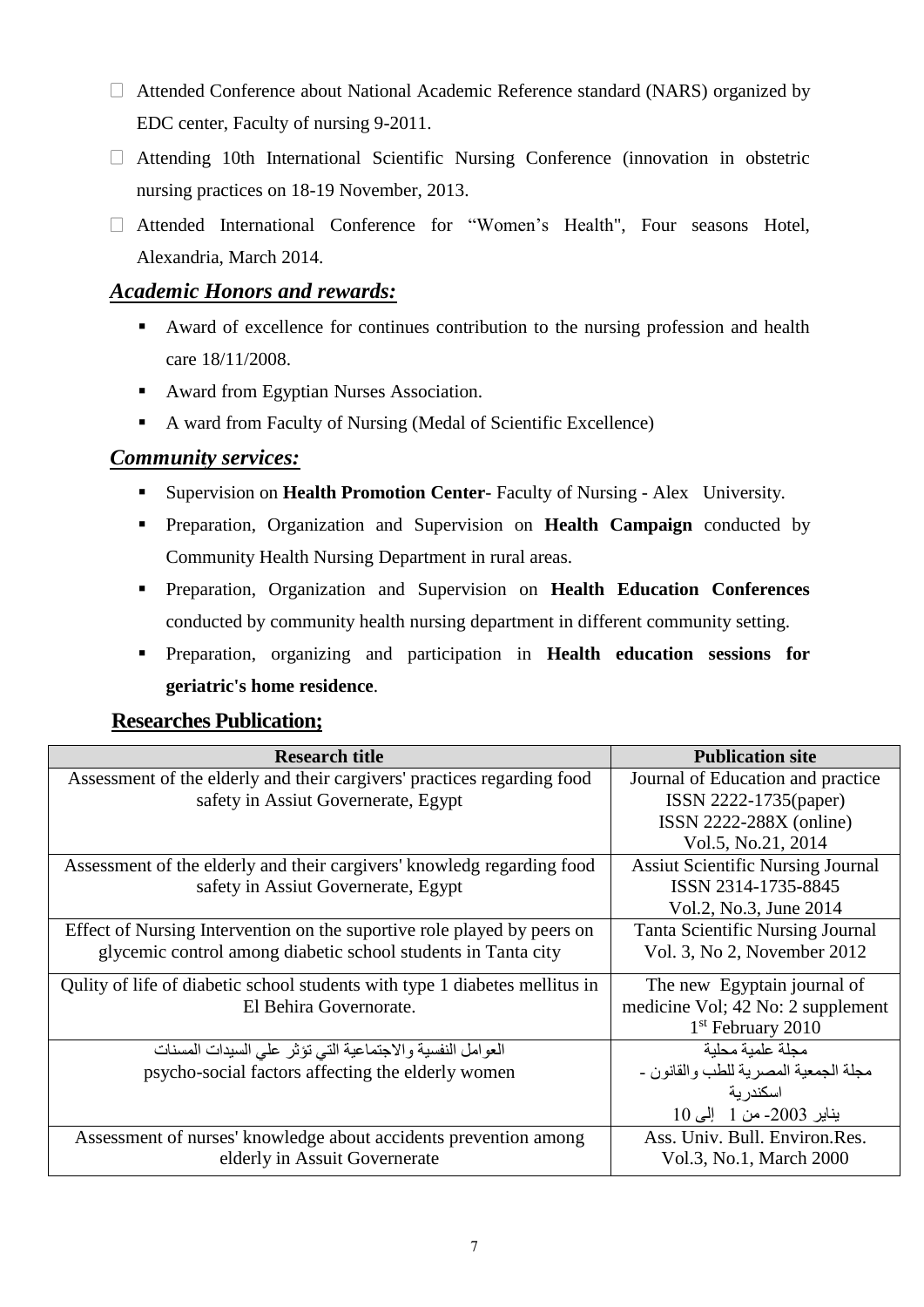- Attended Conference about National Academic Reference standard (NARS) organized by EDC center, Faculty of nursing 9-2011.
- Attending 10th International Scientific Nursing Conference (innovation in obstetric nursing practices on 18-19 November, 2013.
- Attended International Conference for "Women's Health", Four seasons Hotel, Alexandria, March 2014.

## *Academic Honors and rewards:*

- Award of excellence for continues contribution to the nursing profession and health care 18/11/2008.
- Award from Egyptian Nurses Association.
- A ward from Faculty of Nursing (Medal of Scientific Excellence)

## *Community services:*

- Supervision on **Health Promotion Center**- Faculty of Nursing - Alex University.
- Preparation, Organization and Supervision on **Health Campaign** conducted by Community Health Nursing Department in rural areas.
- Preparation, Organization and Supervision on **Health Education Conferences** conducted by community health nursing department in different community setting.
- Preparation, organizing and participation in **Health education sessions for geriatric's home residence**.

## Researches Publication;

| Research title | Publication site |
|---|---|
| Assessment of the elderly and their cargivers' practices regarding food safety in Assiut Governerate, Egypt | Journal of Education and practice ISSN 2222-1735(paper) ISSN 2222-288X (online) Vol.5, No.21, 2014 |
| Assessment of the elderly and their cargivers' knowledg regarding food safety in Assiut Governerate, Egypt | Assiut Scientific Nursing Journal ISSN 2314-1735-8845 Vol.2, No.3, June 2014 |
| Effect of Nursing Intervention on the suportive role played by peers on glycemic control among diabetic school students in Tanta city | Tanta Scientific Nursing Journal Vol. 3, No 2, November 2012 |
| Qulity of life of diabetic school students with type 1 diabetes mellitus in El Behira Governorate. | The new Egyptain journal of medicine Vol; 42 No: 2 supplement 1st February 2010 |
| العوامل النفسية والاجتماعية التي تؤثر علي السيدات المسنات psycho-social factors affecting the elderly women | مجلة علمية محلية مجلة الجمعية المصرية للطب والقانون - اسكندرية يناير 2003- من 1 إلى 10 |
| Assessment of nurses' knowledge about accidents prevention among elderly in Assuit Governerate | Ass. Univ. Bull. Environ.Res. Vol.3, No.1, March 2000 |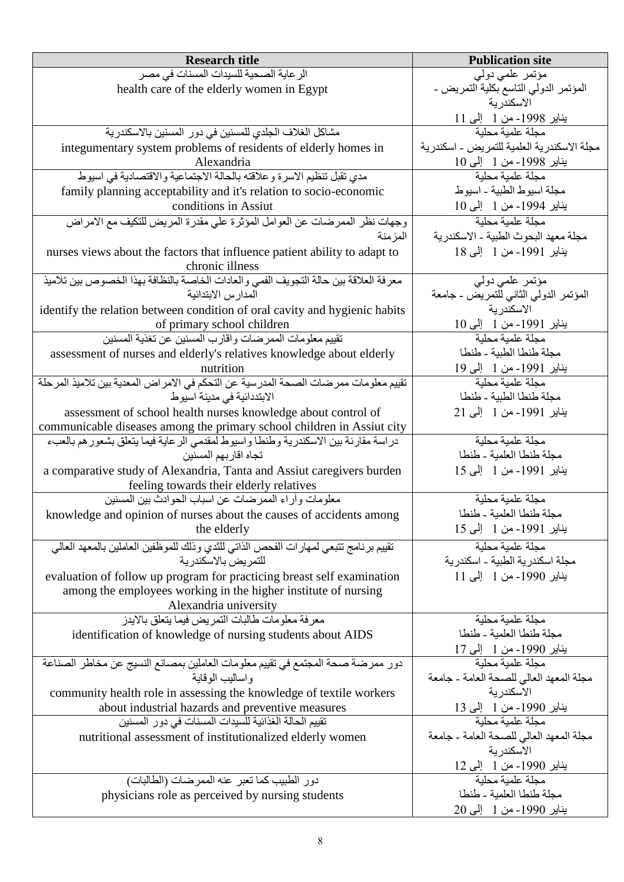| Research title | Publication site |
|---|---|
| الرعاية الصحية للسيدات المسنات في مصر<br>health care of the elderly women in Egypt | مؤتمر علمي دولي<br>المؤتمر الدولي التاسع بكلية التمريض - الاسكندرية<br>يناير 1998- من 1 إلى 11 |
| مشاكل الغلاف الجلدي للمسنين في دور المسنين بالاسكندرية<br>integumentary system problems of residents of elderly homes in Alexandria | مجلة علمية محلية<br>مجلة الاسكندرية العلمية للتمريض - اسكندرية<br>يناير 1998- من 1 إلى 10 |
| مدي تقبل تنظيم الاسرة وعلاقته بالحالة الاجتماعية والاقتصادية في اسيوط<br>family planning acceptability and it's relation to socio-economic conditions in Assiut | مجلة علمية محلية<br>مجلة اسيوط الطبية - اسيوط<br>يناير 1994- من 1 إلى 10 |
| وجهات نظر الممرضات عن العوامل المؤثرة علي مقدرة المريض للتكيف مع الامراض المزمنة<br>nurses views about the factors that influence patient ability to adapt to chronic illness | مجلة علمية محلية<br>مجلة معهد البحوث الطبية - الاسكندرية<br>يناير 1991- من 1 إلى 18 |
| معرفة العلاقة بين حالة التجويف الفمي والعادات الخاصة بالنظافة بهذا الخصوص بين تلاميذ المدارس الابتدائية<br>identify the relation between condition of oral cavity and hygienic habits of primary school children | مؤتمر علمي دولي<br>المؤتمر الدولي الثاني للتمريض - جامعة الاسكندرية<br>يناير 1991- من 1 إلى 10 |
| تقييم معلومات الممرضات واقارب المسنين عن تغذية المسنين<br>assessment of nurses and elderly's relatives knowledge about elderly nutrition | مجلة علمية محلية<br>مجلة طنطا الطبية - طنطا<br>يناير 1991- من 1 إلى 19 |
| تقييم معلومات ممرضات الصحة المدرسية عن التحكم في الامراض المعدية بين تلاميذ المرحلة الابتدائية في مدينة اسيوط<br>assessment of school health nurses knowledge about control of communicable diseases among the primary school children in Assiut city | مجلة علمية محلية<br>مجلة طنطا الطبية - طنطا<br>يناير 1991- من 1 إلى 21 |
| دراسة مقارنة بين الاسكندرية وطنطا واسيوط لمقدمي الرعاية فيما يتعلق بشعورهم بالعبء تجاه اقاربهم المسنين<br>a comparative study of Alexandria, Tanta and Assiut caregivers burden feeling towards their elderly relatives | مجلة علمية محلية<br>مجلة طنطا العلمية - طنطا<br>يناير 1991- من 1 إلى 15 |
| معلومات وآراء الممرضات عن اسباب الحوادث بين المسنين<br>knowledge and opinion of nurses about the causes of accidents among the elderly | مجلة علمية محلية<br>مجلة طنطا العلمية - طنطا<br>يناير 1991- من 1 إلى 15 |
| تقييم برنامج تتبعي لمهارات الفحص الذاتي للثدي وذلك للموظفين العاملين بالمعهد العالي للتمريض بالاسكندرية<br>evaluation of follow up program for practicing breast self examination among the employees working in the higher institute of nursing Alexandria university | مجلة علمية محلية<br>مجلة اسكندرية الطبية - اسكندرية<br>يناير 1990- من 1 إلى 11 |
| معرفة معلومات طالبات التمريض فيما يتعلق بالايدز<br>identification of knowledge of nursing students about AIDS | مجلة علمية محلية<br>مجلة طنطا العلمية - طنطا<br>يناير 1990- من 1 إلى 17 |
| دور ممرضة صحة المجتمع في تقييم معلومات العاملين بمصانع النسيج عن مخاطر الصناعة واساليب الوقاية<br>community health role in assessing the knowledge of textile workers about industrial hazards and preventive measures | مجلة علمية محلية<br>مجلة المعهد العالي للصحة العامة - جامعة الاسكندرية<br>يناير 1990- من 1 إلى 13 |
| تقييم الحالة الغذائية للسيدات المسنات في دور المسنين<br>nutritional assessment of institutionalized elderly women | مجلة علمية محلية<br>مجلة المعهد العالي للصحة العامة - جامعة الاسكندرية<br>يناير 1990- من 1 إلى 12 |
| دور الطبيب كما تعبر عنه الممرضات (الطالبات)<br>physicians role as perceived by nursing students | مجلة علمية محلية<br>مجلة طنطا العلمية - طنطا<br>يناير 1990- من 1 إلى 20 |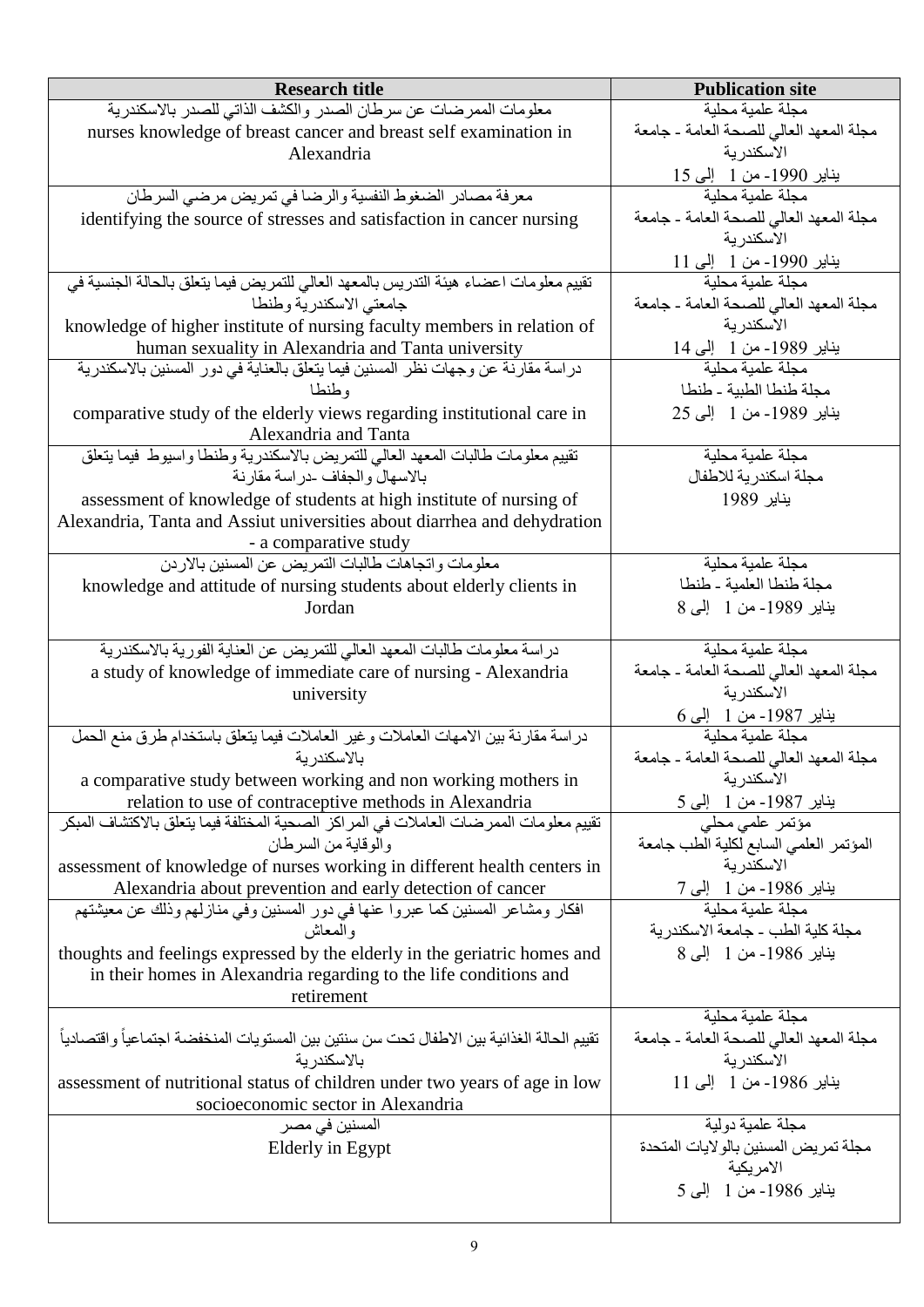| Research title | Publication site |
|---|---|
| معلومات الممرضات عن سرطان الصدر والكشف الذاتي للصدر بالاسكندرية<br>nurses knowledge of breast cancer and breast self examination in Alexandria | مجلة علمية محلية<br>مجلة المعهد العالي للصحة العامة - جامعة الاسكندرية<br>يناير 1990- من 1 إلى 15 |
| معرفة مصادر الضغوط النفسية والرضا في تمريض مرضى السرطان<br>identifying the source of stresses and satisfaction in cancer nursing | مجلة علمية محلية<br>مجلة المعهد العالي للصحة العامة - جامعة الاسكندرية<br>يناير 1990- من 1 إلى 11 |
| تقييم معلومات اعضاء هيئة التدريس بالمعهد العالي للتمريض فيما يتعلق بالحالة الجنسية في جامعتي الاسكندرية وطنطا<br>knowledge of higher institute of nursing faculty members in relation of human sexuality in Alexandria and Tanta university | مجلة علمية محلية<br>مجلة المعهد العالي للصحة العامة - جامعة الاسكندرية<br>يناير 1989- من 1 إلى 14 |
| دراسة مقارنة عن وجهات نظر المسنين فيما يتعلق بالعناية في دور المسنين بالاسكندرية وطنطا<br>comparative study of the elderly views regarding institutional care in Alexandria and Tanta | مجلة علمية محلية<br>مجلة طنطا الطبية - طنطا<br>يناير 1989- من 1 إلى 25 |
| تقييم معلومات طالبات المعهد العالي للتمريض بالاسكندرية وطنطا واسيوط فيما يتعلق بالاسهال والجفاف -دراسة مقارنة<br>assessment of knowledge of students at high institute of nursing of Alexandria, Tanta and Assiut universities about diarrhea and dehydration - a comparative study | مجلة علمية محلية<br>مجلة اسكندرية للاطفال<br>يناير 1989 |
| معلومات واتجاهات طالبات التمريض عن المسنين بالاردن<br>knowledge and attitude of nursing students about elderly clients in Jordan | مجلة علمية محلية<br>مجلة طنطا العلمية - طنطا<br>يناير 1989- من 1 إلى 8 |
| دراسة معلومات طالبات المعهد العالي للتمريض عن العناية الفورية بالاسكندرية<br>a study of knowledge of immediate care of nursing - Alexandria university | مجلة علمية محلية<br>مجلة المعهد العالي للصحة العامة - جامعة الاسكندرية<br>يناير 1987- من 1 إلى 6 |
| دراسة مقارنة بين الامهات العاملات وغير العاملات فيما يتعلق باستخدام طرق منع الحمل بالاسكندرية<br>a comparative study between working and non working mothers in relation to use of contraceptive methods in Alexandria | مجلة علمية محلية<br>مجلة المعهد العالي للصحة العامة - جامعة الاسكندرية<br>يناير 1987- من 1 إلى 5 |
| تقييم معلومات الممرضات العاملات في المراكز الصحية المختلفة فيما يتعلق بالاكتشاف المبكر والوقاية من السرطان<br>assessment of knowledge of nurses working in different health centers in Alexandria about prevention and early detection of cancer | مؤتمر علمي محلي<br>المؤتمر العلمي السابع لكلية الطب جامعة الاسكندرية<br>يناير 1986- من 1 إلى 7 |
| افكار ومشاعر المسنين كما عبروا عنها في دور المسنين وفي منازلهم وذلك عن معيشتهم والمعاش<br>thoughts and feelings expressed by the elderly in the geriatric homes and in their homes in Alexandria regarding to the life conditions and retirement | مجلة علمية محلية<br>مجلة كلية الطب - جامعة الاسكندرية<br>يناير 1986- من 1 إلى 8 |
| تقييم الحالة الغذائية بين الاطفال تحت سن سنتين بين المستويات المنخفضة اجتماعياً واقتصادياً بالاسكندرية<br>assessment of nutritional status of children under two years of age in low socioeconomic sector in Alexandria | مجلة علمية محلية<br>مجلة المعهد العالي للصحة العامة - جامعة الاسكندرية<br>يناير 1986- من 1 إلى 11 |
| المسنين في مصر<br>Elderly in Egypt | مجلة علمية دولية<br>مجلة تمريض المسنين بالولايات المتحدة الامريكية<br>يناير 1986- من 1 إلى 5 |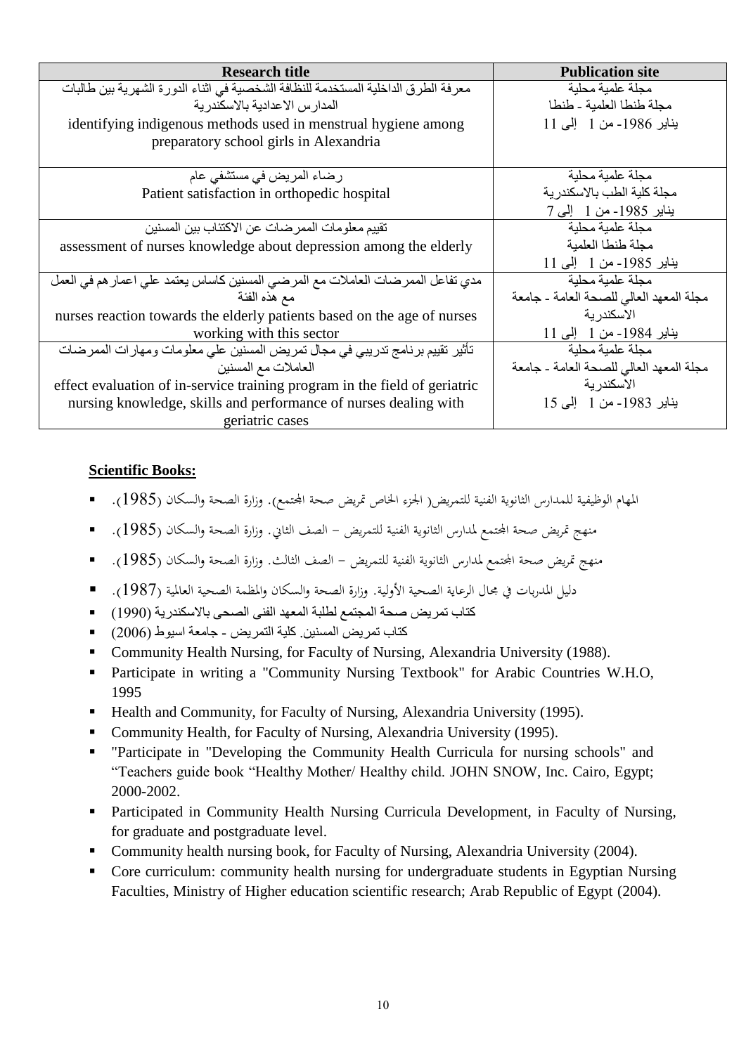| Research title | Publication site |
|---|---|
| معرفة الطرق الداخلية المستخدمة للنظافة الشخصية في اثناء الدورة الشهرية بين طالبات المدارس الاعدادية بالاسكندرية<br>identifying indigenous methods used in menstrual hygiene among preparatory school girls in Alexandria | مجلة علمية محلية<br>مجلة طنطا العلمية - طنطا<br>يناير 1986- من 1 إلى 11 |
| رضاء المريض في مستشفي عام<br>Patient satisfaction in orthopedic hospital | مجلة علمية محلية<br>مجلة كلية الطب بالاسكندرية<br>يناير 1985- من 1 إلى 7 |
| تقييم معلومات الممرضات عن الاكتئاب بين المسنين<br>assessment of nurses knowledge about depression among the elderly | مجلة علمية محلية<br>مجلة طنطا العلمية<br>يناير 1985- من 1 إلى 11 |
| مدي تفاعل الممرضات العاملات مع المرضي المسنين كاساس يعتمد علي اعمارهم في العمل مع هذه الفئة<br>nurses reaction towards the elderly patients based on the age of nurses working with this sector | مجلة علمية محلية<br>مجلة المعهد العالي للصحة العامة - جامعة الاسكندرية<br>يناير 1984- من 1 إلى 11 |
| تأثير تقييم برنامج تدريبي في مجال تمريض المسنين علي معلومات ومهارات الممرضات العاملات مع المسنين<br>effect evaluation of in-service training program in the field of geriatric nursing knowledge, skills and performance of nurses dealing with geriatric cases | مجلة علمية محلية<br>مجلة المعهد العالي للصحة العامة - جامعة الاسكندرية<br>يناير 1983- من 1 إلى 15 |

**Scientific Books:**

- المهام الوظيفية للمدارس الثانوية الفنية للتمريض( الجزء الخاص تمريض صحة المجتمع). وزارة الصحة والسكان (1985).
- منهج تمريض صحة المجتمع لمدارس الثانوية الفنية للتمريض – الصف الثاني. وزارة الصحة والسكان (1985).
- منهج تمريض صحة المجتمع لمدارس الثانوية الفنية للتمريض – الصف الثالث. وزارة الصحة والسكان (1985).
- دليل المدربات في مجال الرعاية الصحية الأولية. وزارة الصحة والسكان والمظمة الصحية العالمية (1987).
- كتاب تمريض صحة المجتمع لطلبة المعهد الفنى الصحى بالاسكندرية (1990)
- كتاب تمريض المسنين. كلية التمريض - جامعة اسيوط (2006)
- Community Health Nursing, for Faculty of Nursing, Alexandria University (1988).
- Participate in writing a "Community Nursing Textbook" for Arabic Countries W.H.O, 1995
- Health and Community, for Faculty of Nursing, Alexandria University (1995).
- Community Health, for Faculty of Nursing, Alexandria University (1995).
- "Participate in "Developing the Community Health Curricula for nursing schools" and “Teachers guide book “Healthy Mother/ Healthy child. JOHN SNOW, Inc. Cairo, Egypt; 2000-2002.
- Participated in Community Health Nursing Curricula Development, in Faculty of Nursing, for graduate and postgraduate level.
- Community health nursing book, for Faculty of Nursing, Alexandria University (2004).
- Core curriculum: community health nursing for undergraduate students in Egyptian Nursing Faculties, Ministry of Higher education scientific research; Arab Republic of Egypt (2004).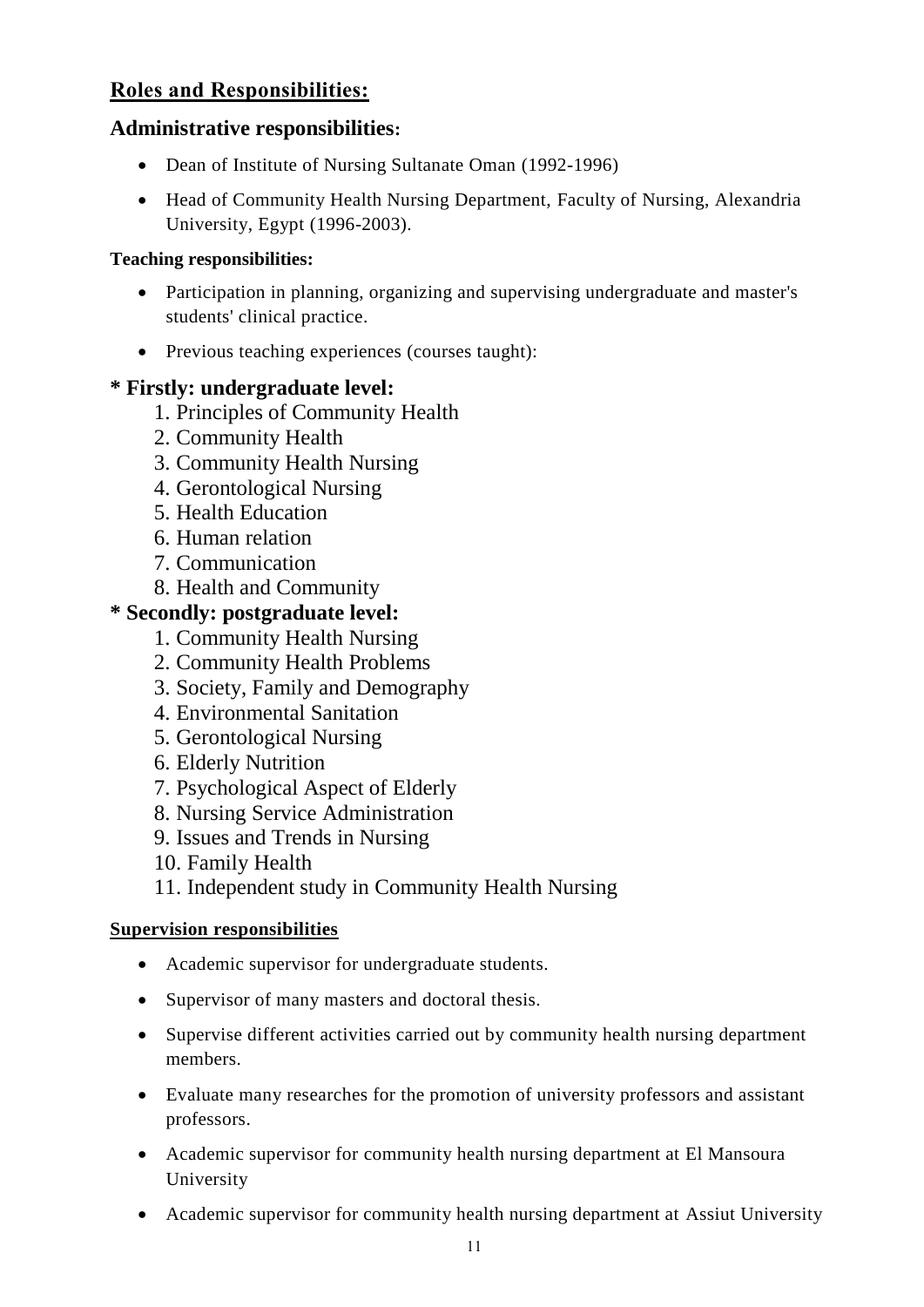## Roles and Responsibilities:

### Administrative responsibilities:

- Dean of Institute of Nursing Sultanate Oman (1992-1996)
- Head of Community Health Nursing Department, Faculty of Nursing, Alexandria University, Egypt (1996-2003).

**Teaching responsibilities:**

- Participation in planning, organizing and supervising undergraduate and master's students' clinical practice.
- Previous teaching experiences (courses taught):

### * Firstly: undergraduate level:

1. Principles of Community Health
2. Community Health
3. Community Health Nursing
4. Gerontological Nursing
5. Health Education
6. Human relation
7. Communication
8. Health and Community

### * Secondly: postgraduate level:

1. Community Health Nursing
2. Community Health Problems
3. Society, Family and Demography
4. Environmental Sanitation
5. Gerontological Nursing
6. Elderly Nutrition
7. Psychological Aspect of Elderly
8. Nursing Service Administration
9. Issues and Trends in Nursing
10. Family Health
11. Independent study in Community Health Nursing

**Supervision responsibilities**

- Academic supervisor for undergraduate students.
- Supervisor of many masters and doctoral thesis.
- Supervise different activities carried out by community health nursing department members.
- Evaluate many researches for the promotion of university professors and assistant professors.
- Academic supervisor for community health nursing department at El Mansoura University
- Academic supervisor for community health nursing department at Assiut University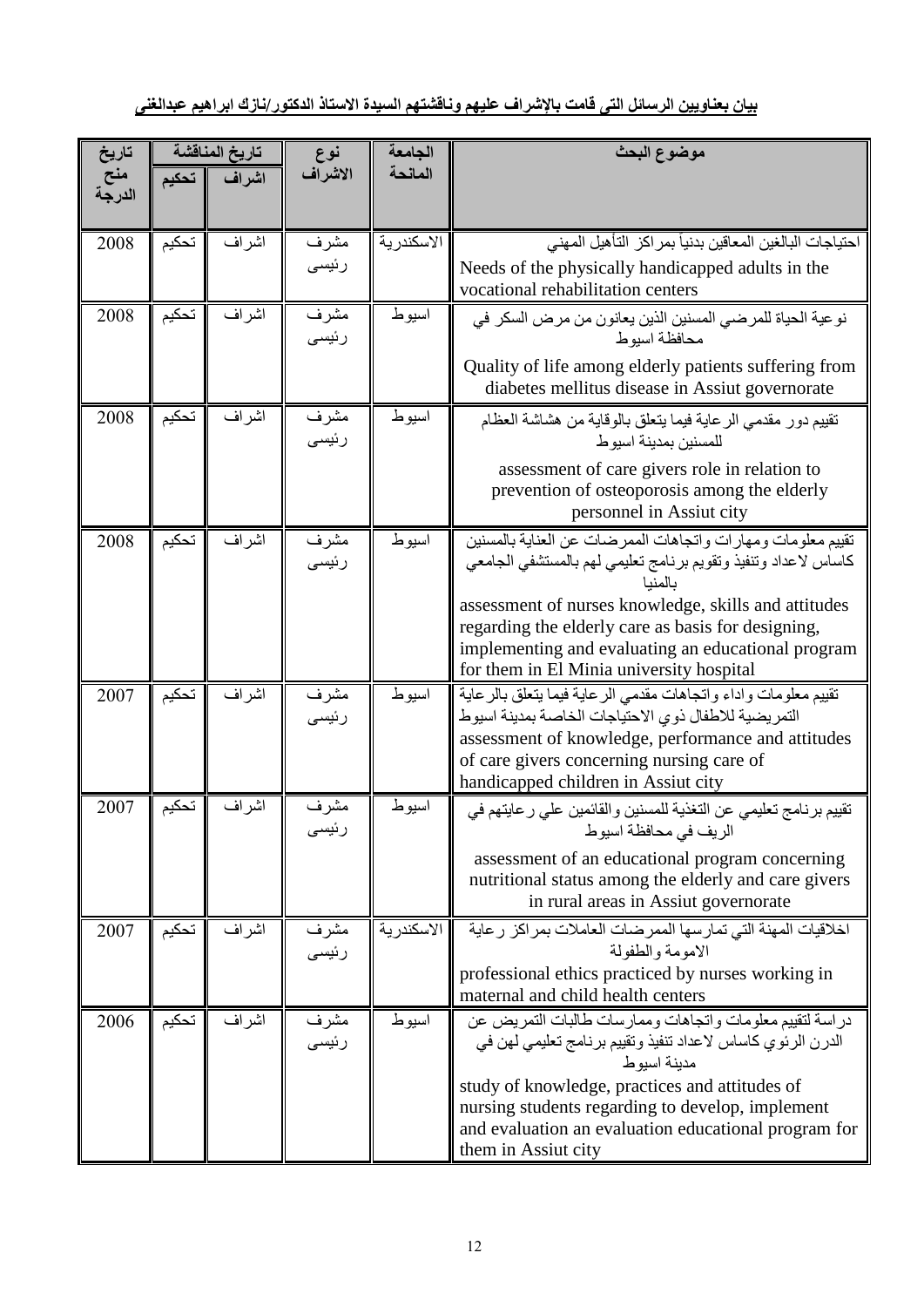**بيان بعناويين الرسائل التى قامت بالإشراف عليهم وناقشتهم السيدة الاستاذ الدكتور/نازك ابراهيم عبدالغنى**

| تاريخ منح الدرجة | تاريخ المناقشة | | نوع الاشراف | الجامعة المانحة | موضوع البحث |
|---|---|---|---|---|---|
| | تحكيم | اشراف | | | |
| 2008 | تحكيم | اشراف | مشرف رئيسى | الاسكندرية | احتياجات البالغين المعاقين بدنياً بمراكز التأهيل المهني<br>Needs of the physically handicapped adults in the vocational rehabilitation centers |
| 2008 | تحكيم | اشراف | مشرف رئيسى | اسيوط | نوعية الحياة للمرضي المسنين الذين يعانون من مرض السكر في محافظة اسيوط<br>Quality of life among elderly patients suffering from diabetes mellitus disease in Assiut governorate |
| 2008 | تحكيم | اشراف | مشرف رئيسى | اسيوط | تقييم دور مقدمي الرعاية فيما يتعلق بالوقاية من هشاشة العظام للمسنين بمدينة اسيوط<br>assessment of care givers role in relation to prevention of osteoporosis among the elderly personnel in Assiut city |
| 2008 | تحكيم | اشراف | مشرف رئيسى | اسيوط | تقييم معلومات ومهارات واتجاهات الممرضات عن العناية بالمسنين كاساس لاعداد وتنفيذ وتقويم برنامج تعليمي لهم بالمستشفي الجامعي بالمنيا<br>assessment of nurses knowledge, skills and attitudes regarding the elderly care as basis for designing, implementing and evaluating an educational program for them in El Minia university hospital |
| 2007 | تحكيم | اشراف | مشرف رئيسى | اسيوط | تقييم معلومات واداء واتجاهات مقدمي الرعاية فيما يتعلق بالرعاية التمريضية للاطفال ذوي الاحتياجات الخاصة بمدينة اسيوط<br>assessment of knowledge, performance and attitudes of care givers concerning nursing care of handicapped children in Assiut city |
| 2007 | تحكيم | اشراف | مشرف رئيسى | اسيوط | تقييم برنامج تعليمي عن التغذية للمسنين والقائمين علي رعايتهم في الريف في محافظة اسيوط<br>assessment of an educational program concerning nutritional status among the elderly and care givers in rural areas in Assiut governorate |
| 2007 | تحكيم | اشراف | مشرف رئيسى | الاسكندرية | اخلاقيات المهنة التي تمارسها الممرضات العاملات بمراكز رعاية الامومة والطفولة<br>professional ethics practiced by nurses working in maternal and child health centers |
| 2006 | تحكيم | اشراف | مشرف رئيسى | اسيوط | دراسة لتقييم معلومات واتجاهات وممارسات طالبات التمريض عن الدرن الرئوي كاساس لاعداد تنفيذ وتقييم برنامج تعليمي لهن في مدينة اسيوط<br>study of knowledge, practices and attitudes of nursing students regarding to develop, implement and evaluation an evaluation educational program for them in Assiut city |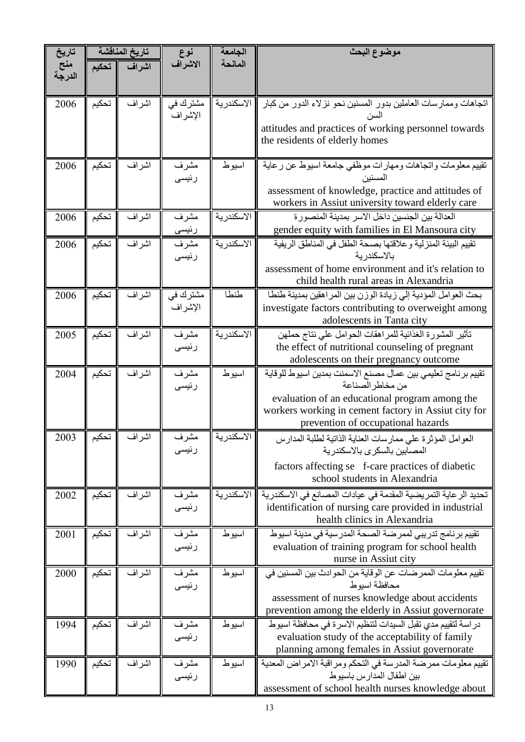| تاريخ منح الدرجة | تاريخ المناقشة | | نوع الاشراف | الجامعة المانحة | موضوع البحث |
|---|---|---|---|---|---|
| | تحكيم | اشراف | | | |
| 2006 | تحكيم | اشراف | مشترك في الإشراف | الاسكندرية | اتجاهات وممارسات العاملين بدور المسنين نحو نزلاء الدور من كبار السن<br>attitudes and practices of working personnel towards the residents of elderly homes |
| 2006 | تحكيم | اشراف | مشرف رئيسى | اسيوط | تقييم معلومات واتجاهات ومهارات موظفي جامعة اسيوط عن رعاية المسنين<br>assessment of knowledge, practice and attitudes of workers in Assiut university toward elderly care |
| 2006 | تحكيم | اشراف | مشرف رئيسى | الاسكندرية | العدالة بين الجنسين داخل الاسر بمدينة المنصورة<br>gender equity with families in El Mansoura city |
| 2006 | تحكيم | اشراف | مشرف رئيسى | الاسكندرية | تقييم البيئة المنزلية وعلاقتها بصحة الطفل في المناطق الريفية بالاسكندرية<br>assessment of home environment and it's relation to child health rural areas in Alexandria |
| 2006 | تحكيم | اشراف | مشترك في الإشراف | طنطا | بحث العوامل المؤدية إلي زيادة الوزن بين المراهقين بمدينة طنطا<br>investigate factors contributing to overweight among adolescents in Tanta city |
| 2005 | تحكيم | اشراف | مشرف رئيسى | الاسكندرية | تأثير المشورة الغذائية للمراهقات الحوامل علي نتاج حملهن<br>the effect of nutritional counseling of pregnant adolescents on their pregnancy outcome |
| 2004 | تحكيم | اشراف | مشرف رئيسى | اسيوط | تقييم برنامج تعليمي بين عمال مصنع الاسمنت بمدين اسيوط للوقاية من مخاطر الصناعة<br>evaluation of an educational program among the workers working in cement factory in Assiut city for prevention of occupational hazards |
| 2003 | تحكيم | اشراف | مشرف رئيسى | الاسكندرية | العوامل المؤثرة علي ممارسات العناية الذاتية لطلبة المدارس المصابين بالسكرى بالاسكندرية<br>factors affecting se f-care practices of diabetic school students in Alexandria |
| 2002 | تحكيم | اشراف | مشرف رئيسى | الاسكندرية | تحديد الرعاية التمريضية المقدمة في عيادات المصانع في الاسكندرية<br>identification of nursing care provided in industrial health clinics in Alexandria |
| 2001 | تحكيم | اشراف | مشرف رئيسى | اسيوط | تقييم برنامج تدريبي لممرضة الصحة المدرسية في مدينة اسيوط<br>evaluation of training program for school health nurse in Assiut city |
| 2000 | تحكيم | اشراف | مشرف رئيسى | اسيوط | تقييم معلومات الممرضات عن الوقاية من الحوادث بين المسنين في محافظة اسيوط<br>assessment of nurses knowledge about accidents prevention among the elderly in Assiut governorate |
| 1994 | تحكيم | اشراف | مشرف رئيسى | اسيوط | دراسة لتقييم مدي تقبل السيدات لتنظيم الاسرة في محافظة اسيوط<br>evaluation study of the acceptability of family planning among females in Assiut governorate |
| 1990 | تحكيم | اشراف | مشرف رئيسى | اسيوط | تقييم معلومات ممرضة المدرسة في التحكم ومراقبة الامراض المعدية بين اطفال المدارس باسيوط<br>assessment of school health nurses knowledge about |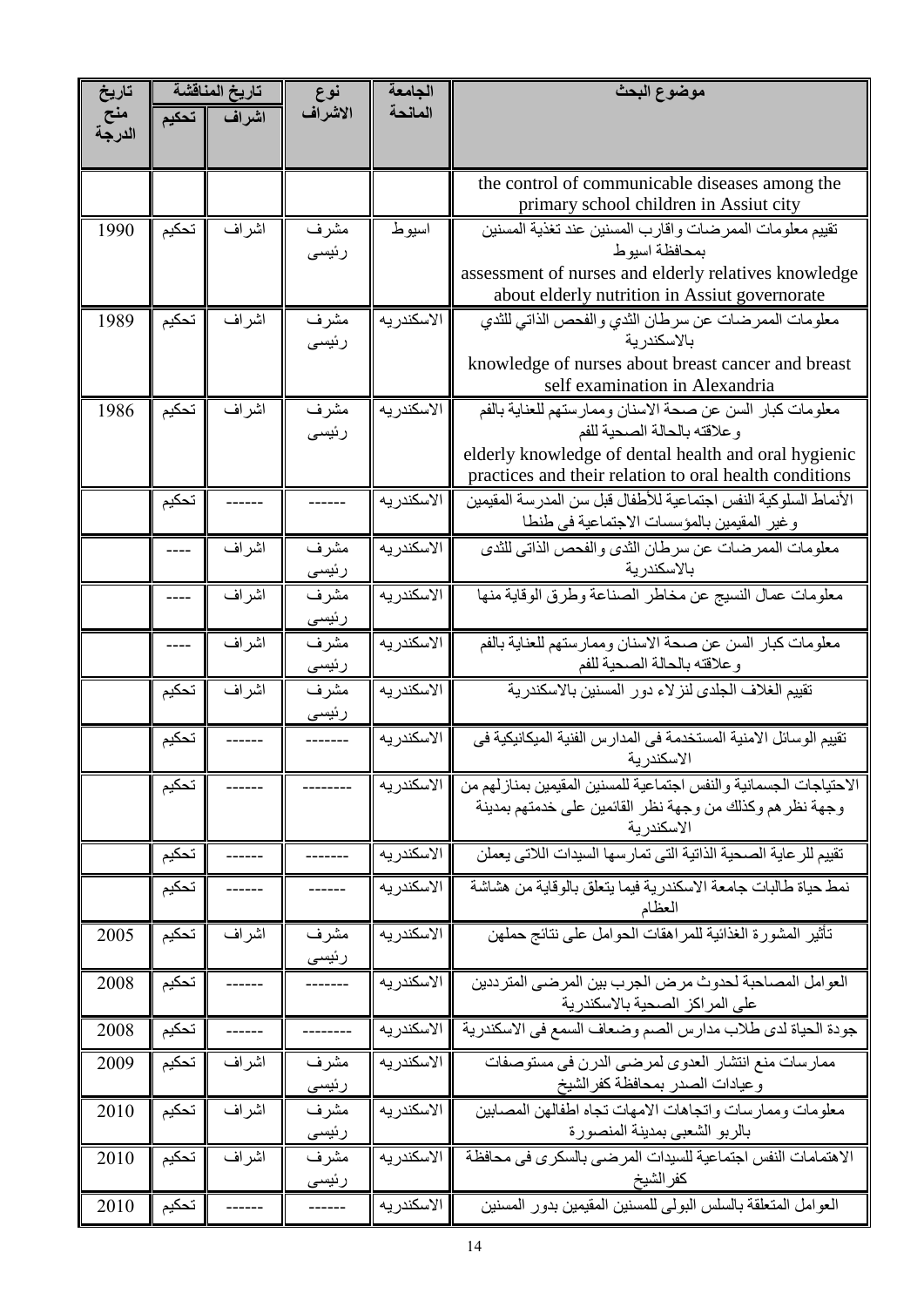| موضوع البحث | الجامعة المانحة | نوع الاشراف | تاريخ المناقشة |  | تاريخ منح الدرجة |
|---|---|---|---|---|---|
|  |  |  | اشراف | تحكيم |  |
| the control of communicable diseases among the primary school children in Assiut city |  |  |  |  |  |
| تقييم معلومات الممرضات واقارب المسنين عند تغذية المسنين بمحافظة اسيوط<br>assessment of nurses and elderly relatives knowledge about elderly nutrition in Assiut governorate | اسيوط | مشرف رئيسى | اشراف | تحكيم | 1990 |
| معلومات الممرضات عن سرطان الثدي والفحص الذاتي للثدي بالاسكندرية<br>knowledge of nurses about breast cancer and breast self examination in Alexandria | الاسكندريه | مشرف رئيسى | اشراف | تحكيم | 1989 |
| معلومات كبار السن عن صحة الاسنان وممارستهم للعناية بالفم وعلاقته بالحالة الصحية للفم<br>elderly knowledge of dental health and oral hygienic practices and their relation to oral health conditions | الاسكندريه | مشرف رئيسى | اشراف | تحكيم | 1986 |
| الأنماط السلوكية النفس اجتماعية للأطفال قبل سن المدرسة المقيمين وغير المقيمين بالمؤسسات الاجتماعية فى طنطا | الاسكندريه | ------ | ------ | تحكيم |  |
| معلومات الممرضات عن سرطان الثدى والفحص الذاتى للثدى بالاسكندرية | الاسكندريه | مشرف رئيسى | اشراف | ---- |  |
| معلومات عمال النسيج عن مخاطر الصناعة وطرق الوقاية منها | الاسكندريه | مشرف رئيسى | اشراف | ---- |  |
| معلومات كبار السن عن صحة الاسنان وممارستهم للعناية بالفم وعلاقته بالحالة الصحية للفم | الاسكندريه | مشرف رئيسى | اشراف | ---- |  |
| تقييم الغلاف الجلدى لنزلاء دور المسنين بالاسكندرية | الاسكندريه | مشرف رئيسى | اشراف | تحكيم |  |
| تقييم الوسائل الامنية المستخدمة فى المدارس الفنية الميكانيكية فى الاسكندرية | الاسكندريه | ------- | ------ | تحكيم |  |
| الاحتياجات الجسمانية والنفس اجتماعية للمسنين المقيمين بمنازلهم من وجهة نظرهم وكذلك من وجهة نظر القائمين على خدمتهم بمدينة الاسكندرية | الاسكندريه | -------- | ------ | تحكيم |  |
| تقييم للرعاية الصحية الذاتية التى تمارسها السيدات اللاتى يعملن | الاسكندريه | ------- | ------ | تحكيم |  |
| نمط حياة طالبات جامعة الاسكندرية فيما يتعلق بالوقاية من هشاشة العظام | الاسكندريه | ------ | ------ | تحكيم |  |
| تأثير المشورة الغذائية للمراهقات الحوامل على نتائج حملهن | الاسكندريه | مشرف رئيسى | اشراف | تحكيم | 2005 |
| العوامل المصاحبة لحدوث مرض الجرب بين المرضى المترددين على المراكز الصحية بالاسكندرية | الاسكندريه | ------- | ------ | تحكيم | 2008 |
| جودة الحياة لدى طلاب مدارس الصم وضعاف السمع فى الاسكندرية | الاسكندريه | -------- | ------ | تحكيم | 2008 |
| ممارسات منع انتشار العدوى لمرضى الدرن فى مستوصفات وعيادات الصدر بمحافظة كفرالشيخ | الاسكندريه | مشرف رئيسى | اشراف | تحكيم | 2009 |
| معلومات وممارسات واتجاهات الامهات تجاه اطفالهن المصابين بالربو الشعبى بمدينة المنصورة | الاسكندريه | مشرف رئيسى | اشراف | تحكيم | 2010 |
| الاهتمامات النفس اجتماعية للسيدات المرضى بالسكرى فى محافظة كفرالشيخ | الاسكندريه | مشرف رئيسى | اشراف | تحكيم | 2010 |
| العوامل المتعلقة بالسلس البولى للمسنين المقيمين بدور المسنين | الاسكندريه | ------ | ------ | تحكيم | 2010 |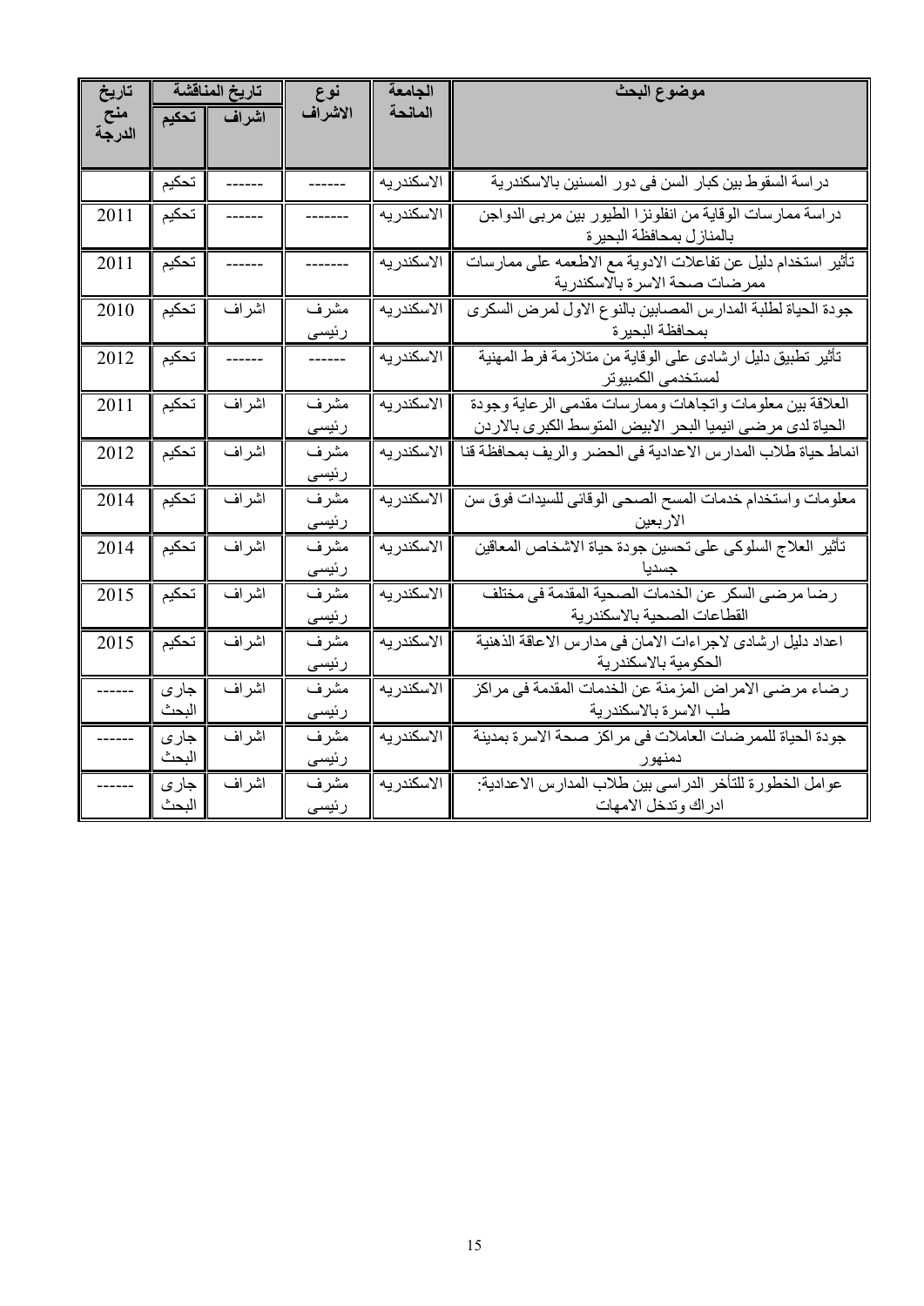| موضوع البحث | الجامعة المانحة | نوع الاشراف | تاريخ المناقشة | | تاريخ منح الدرجة |
|---|---|---|---|---|---|
| | | | اشراف | تحكيم | |
| دراسة السقوط بين كبار السن فى دور المسنين بالاسكندرية | الاسكندريه | ------ | ------ | تحكيم | |
| دراسة ممارسات الوقاية من انفلونزا الطيور بين مربى الدواجن بالمنازل بمحافظة البحيرة | الاسكندريه | ------- | ------ | تحكيم | 2011 |
| تأثير استخدام دليل عن تفاعلات الادوية مع الاطعمه على ممارسات ممرضات صحة الاسرة بالاسكندرية | الاسكندريه | ------- | ------ | تحكيم | 2011 |
| جودة الحياة لطلبة المدارس المصابين بالنوع الاول لمرض السكرى بمحافظة البحيرة | الاسكندريه | مشرف رئيسى | اشراف | تحكيم | 2010 |
| تأثير تطبيق دليل ارشادى على الوقاية من متلازمة فرط المهنية لمستخدمى الكمبيوتر | الاسكندريه | ------ | ------ | تحكيم | 2012 |
| العلاقة بين معلومات واتجاهات وممارسات مقدمى الرعاية وجودة الحياة لدى مرضى انيميا البحر الابيض المتوسط الكبرى بالاردن | الاسكندريه | مشرف رئيسى | اشراف | تحكيم | 2011 |
| انماط حياة طلاب المدارس الاعدادية فى الحضر والريف بمحافظة قنا | الاسكندريه | مشرف رئيسى | اشراف | تحكيم | 2012 |
| معلومات واستخدام خدمات المسح الصحى الوقائى للسيدات فوق سن الاربعين | الاسكندريه | مشرف رئيسى | اشراف | تحكيم | 2014 |
| تأثير العلاج السلوكى على تحسين جودة حياة الاشخاص المعاقين جسديا | الاسكندريه | مشرف رئيسى | اشراف | تحكيم | 2014 |
| رضا مرضى السكر عن الخدمات الصحية المقدمة فى مختلف القطاعات الصحية بالاسكندرية | الاسكندريه | مشرف رئيسى | اشراف | تحكيم | 2015 |
| اعداد دليل ارشادى لاجراءات الامان فى مدارس الاعاقة الذهنية الحكومية بالاسكندرية | الاسكندريه | مشرف رئيسى | اشراف | تحكيم | 2015 |
| رضاء مرضى الامراض المزمنة عن الخدمات المقدمة فى مراكز طب الاسرة بالاسكندرية | الاسكندريه | مشرف رئيسى | اشراف | جارى البحث | ------ |
| جودة الحياة للممرضات العاملات فى مراكز صحة الاسرة بمدينة دمنهور | الاسكندريه | مشرف رئيسى | اشراف | جارى البحث | ------ |
| عوامل الخطورة للتأخر الدراسى بين طلاب المدارس الاعدادية: ادراك وتدخل الامهات | الاسكندريه | مشرف رئيسى | اشراف | جارى البحث | ------ |